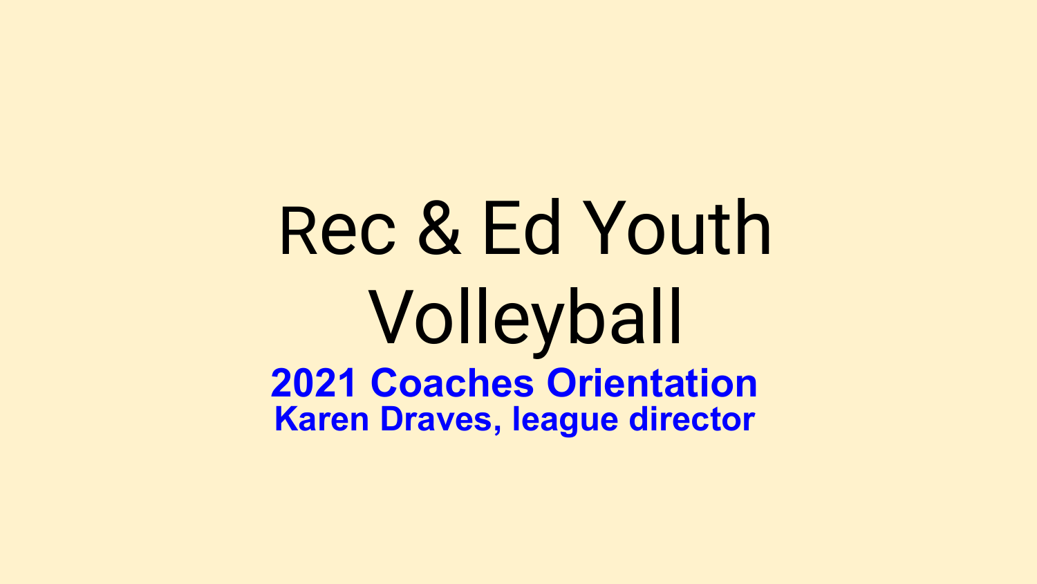# Rec & Ed Youth Volleyball

**2021 Coaches Orientation**

**Karen Draves, league director**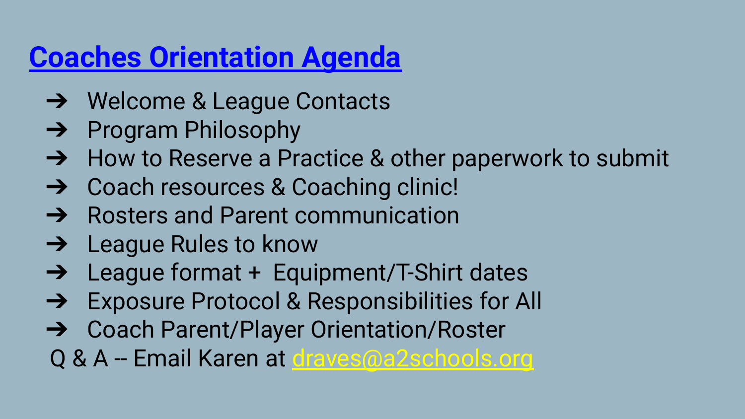# Coaches Orientation Agenda

- ➔ Welcome & League Contacts
- ➔ Program Philosophy
- ➔ How to Reserve a Practice & other paperwork to submit
- ➔ Coach resources & Coaching clinic!
- ➔ Rosters and Parent communication
- ➔ League Rules to know
- ➔ League format + Equipment/T-Shirt dates
- ➔ Exposure Protocol & Responsibilities for All
- ➔ Coach Parent/Player Orientation/Roster

Q & A -- Email Karen at draves@a2schools.org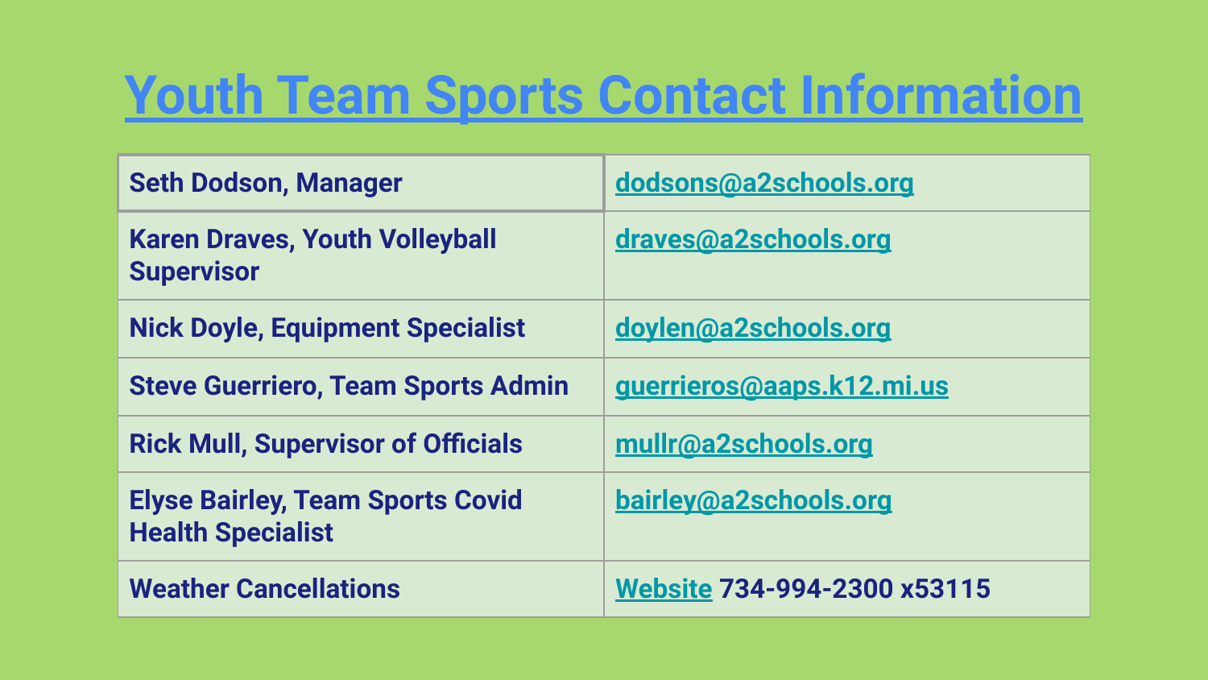# Youth Team Sports Contact Information

| | |
|---|---|
| **Seth Dodson, Manager** | dodsons@a2schools.org |
| **Karen Draves, Youth Volleyball Supervisor** | draves@a2schools.org |
| **Nick Doyle, Equipment Specialist** | doylen@a2schools.org |
| **Steve Guerriero, Team Sports Admin** | guerrieros@aaps.k12.mi.us |
| **Rick Mull, Supervisor of Officials** | mullr@a2schools.org |
| **Elyse Bairley, Team Sports Covid Health Specialist** | bairley@a2schools.org |
| **Weather Cancellations** | Website **734-994-2300 x53115** |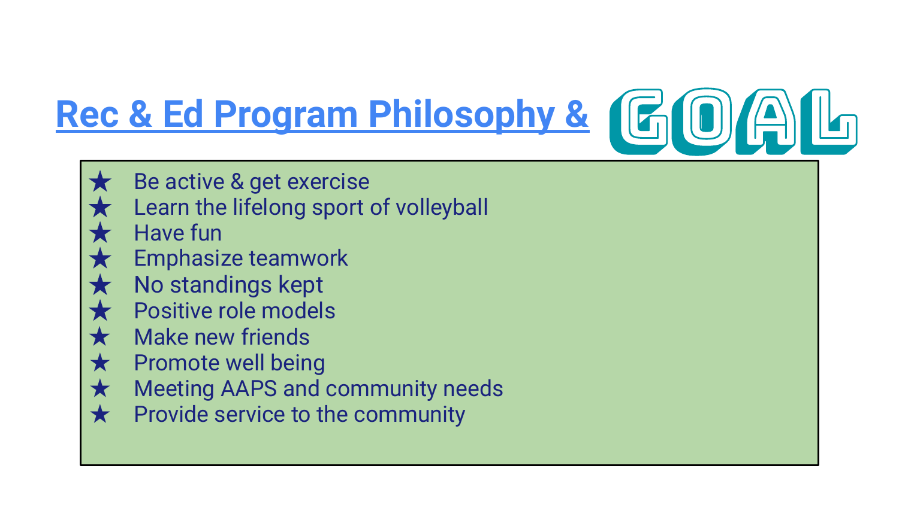# Rec & Ed Program Philosophy & GOAL

- ★ Be active & get exercise
- ★ Learn the lifelong sport of volleyball
- ★ Have fun
- ★ Emphasize teamwork
- ★ No standings kept
- ★ Positive role models
- ★ Make new friends
- ★ Promote well being
- ★ Meeting AAPS and community needs
- ★ Provide service to the community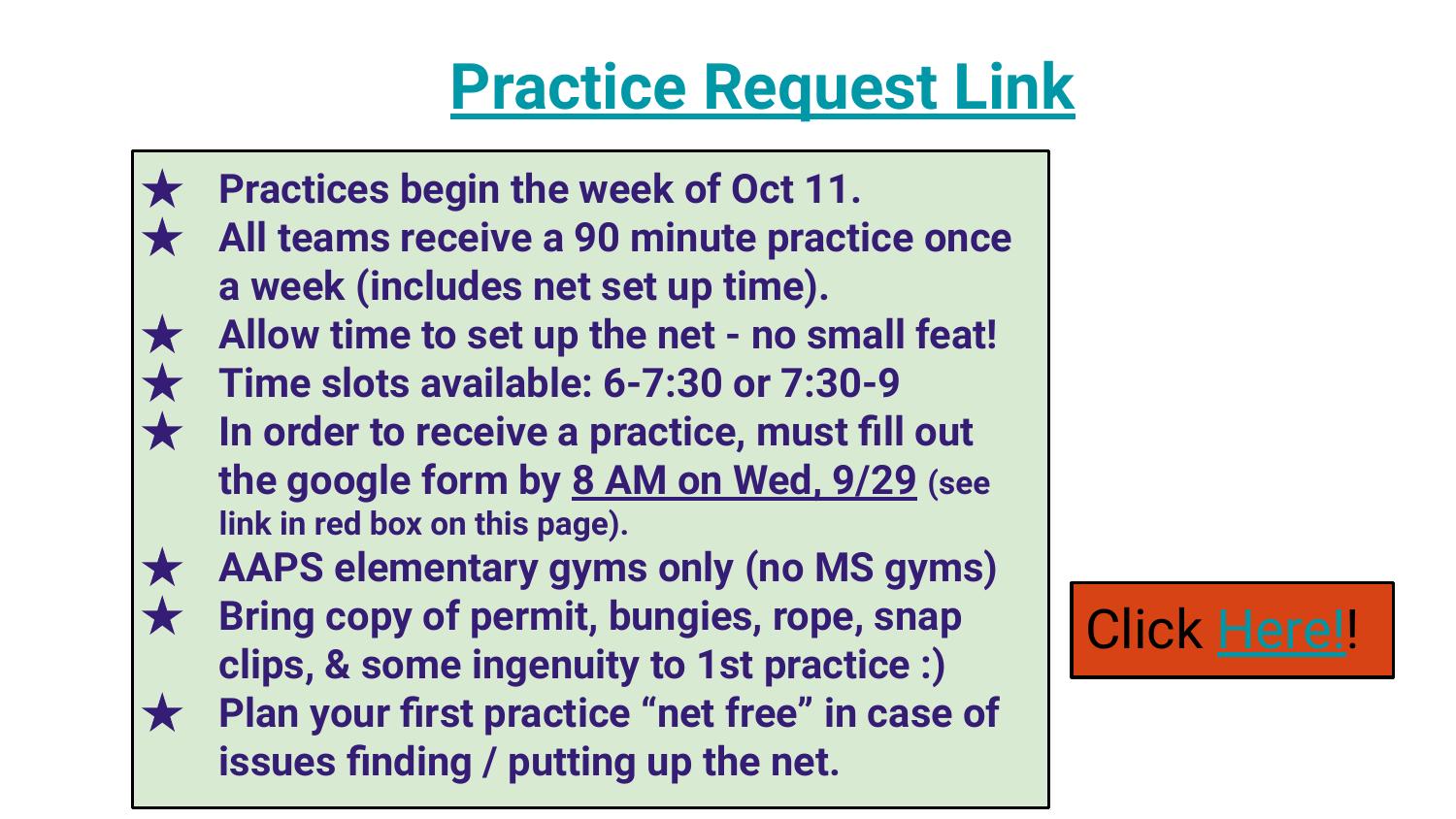# Practice Request Link

- **Practices begin the week of Oct 11.**
- **All teams receive a 90 minute practice once a week (includes net set up time).**
- **Allow time to set up the net - no small feat!**
- **Time slots available: 6-7:30 or 7:30-9**
- **In order to receive a practice, must fill out the google form by 8 AM on Wed, 9/29 (see link in red box on this page).**
- **AAPS elementary gyms only (no MS gyms)**
- **Bring copy of permit, bungies, rope, snap clips, & some ingenuity to 1st practice :)**
- **Plan your first practice "net free" in case of issues finding / putting up the net.**

Click Here!!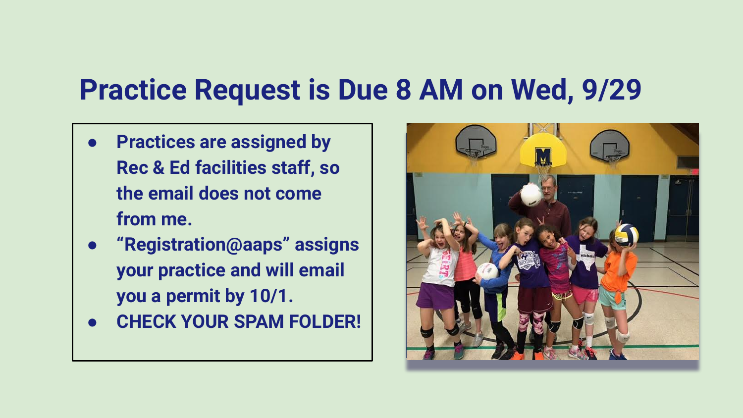# Practice Request is Due 8 AM on Wed, 9/29

- **Practices are assigned by Rec & Ed facilities staff, so the email does not come from me.**
- **"Registration@aaps" assigns your practice and will email you a permit by 10/1.**
- **CHECK YOUR SPAM FOLDER!**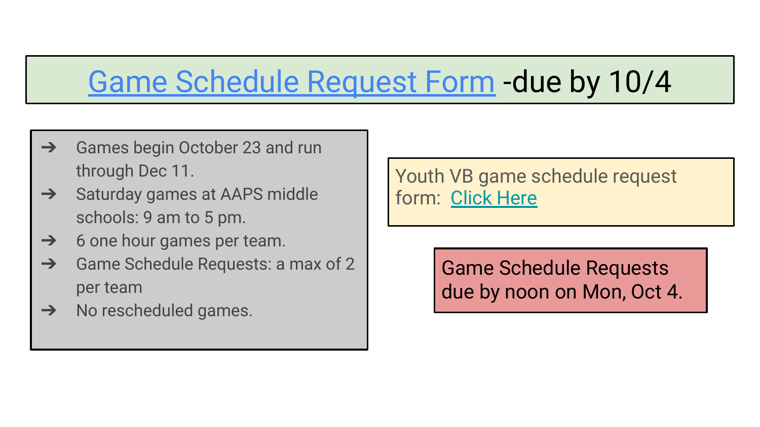# Game Schedule Request Form -due by 10/4

- Games begin October 23 and run through Dec 11.
- Saturday games at AAPS middle schools: 9 am to 5 pm.
- 6 one hour games per team.
- Game Schedule Requests: a max of 2 per team
- No rescheduled games.

Youth VB game schedule request form: Click Here

Game Schedule Requests due by noon on Mon, Oct 4.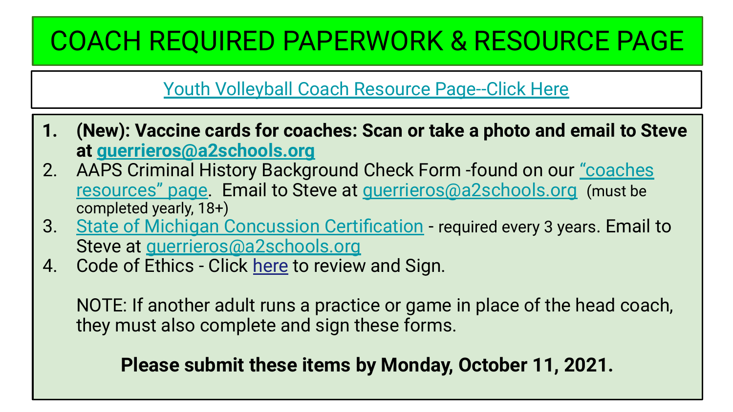# COACH REQUIRED PAPERWORK & RESOURCE PAGE

Youth Volleyball Coach Resource Page--Click Here

1. **(New): Vaccine cards for coaches: Scan or take a photo and email to Steve at guerrieros@a2schools.org**
2. AAPS Criminal History Background Check Form -found on our "coaches resources" page. Email to Steve at guerrieros@a2schools.org (must be completed yearly, 18+)
3. State of Michigan Concussion Certification - required every 3 years. Email to Steve at guerrieros@a2schools.org
4. Code of Ethics - Click here to review and Sign.

   NOTE: If another adult runs a practice or game in place of the head coach, they must also complete and sign these forms.

**Please submit these items by Monday, October 11, 2021.**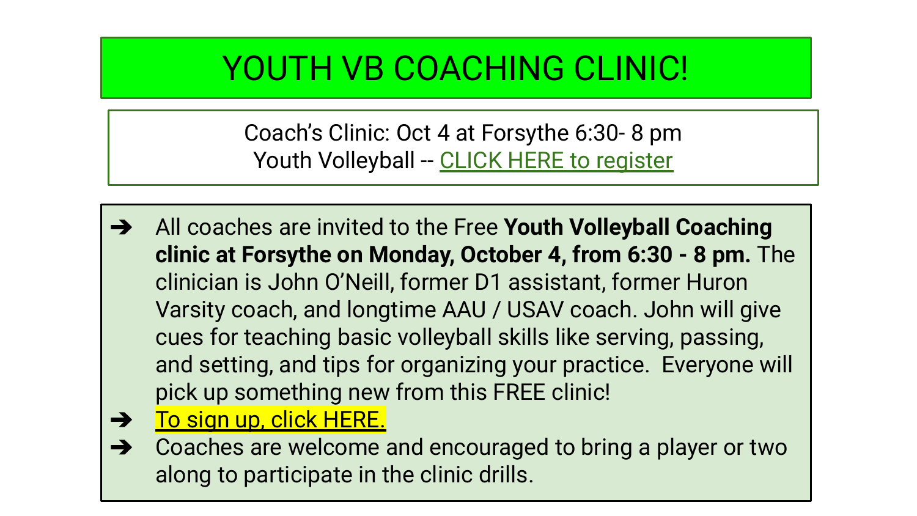# YOUTH VB COACHING CLINIC!

Coach's Clinic: Oct 4 at Forsythe 6:30- 8 pm
Youth Volleyball -- CLICK HERE to register

- All coaches are invited to the Free **Youth Volleyball Coaching clinic at Forsythe on Monday, October 4, from 6:30 - 8 pm.** The clinician is John O'Neill, former D1 assistant, former Huron Varsity coach, and longtime AAU / USAV coach. John will give cues for teaching basic volleyball skills like serving, passing, and setting, and tips for organizing your practice. Everyone will pick up something new from this FREE clinic!
- To sign up, click HERE.
- Coaches are welcome and encouraged to bring a player or two along to participate in the clinic drills.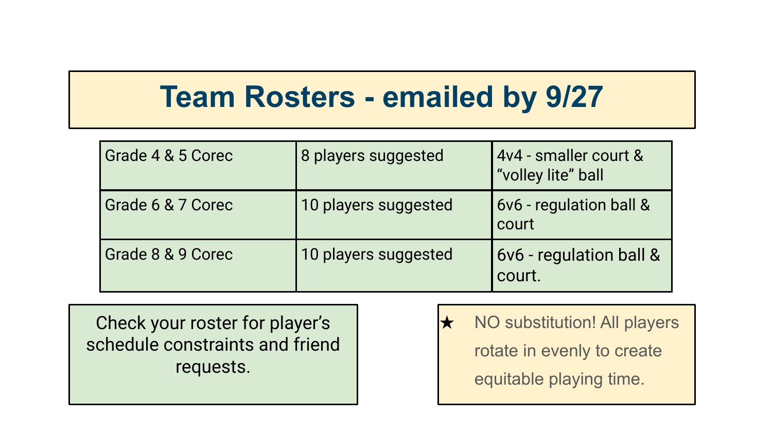# Team Rosters - emailed by 9/27

| | | |
|---|---|---|
| Grade 4 & 5 Corec | 8 players suggested | 4v4 - smaller court & “volley lite” ball |
| Grade 6 & 7 Corec | 10 players suggested | 6v6 - regulation ball & court |
| Grade 8 & 9 Corec | 10 players suggested | 6v6 - regulation ball & court. |

Check your roster for player’s schedule constraints and friend requests.

★ NO substitution! All players rotate in evenly to create equitable playing time.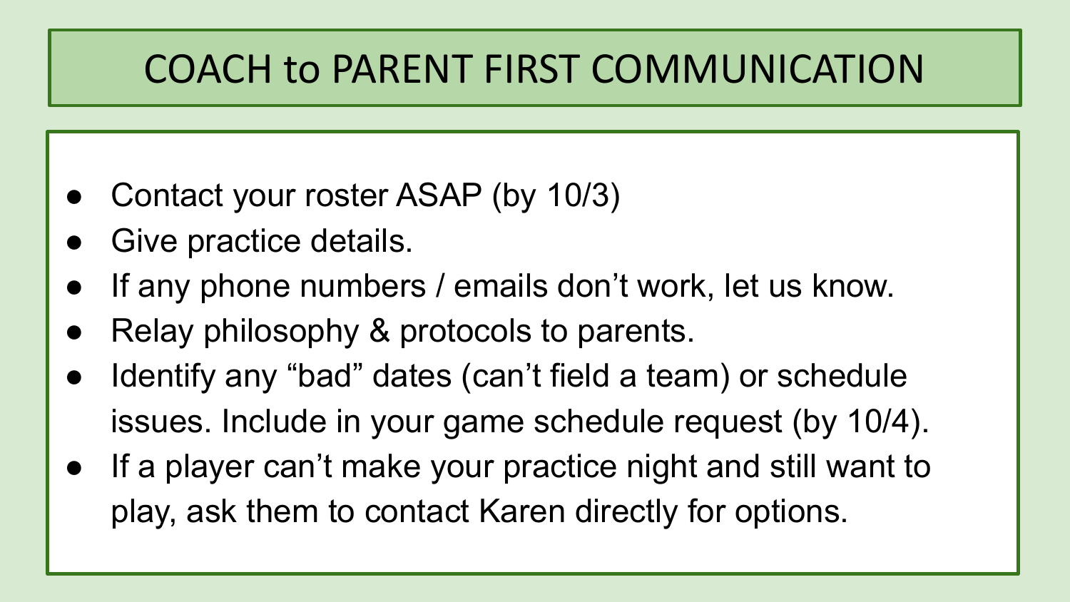# COACH to PARENT FIRST COMMUNICATION

- Contact your roster ASAP (by 10/3)
- Give practice details.
- If any phone numbers / emails don't work, let us know.
- Relay philosophy & protocols to parents.
- Identify any "bad" dates (can't field a team) or schedule issues. Include in your game schedule request (by 10/4).
- If a player can't make your practice night and still want to play, ask them to contact Karen directly for options.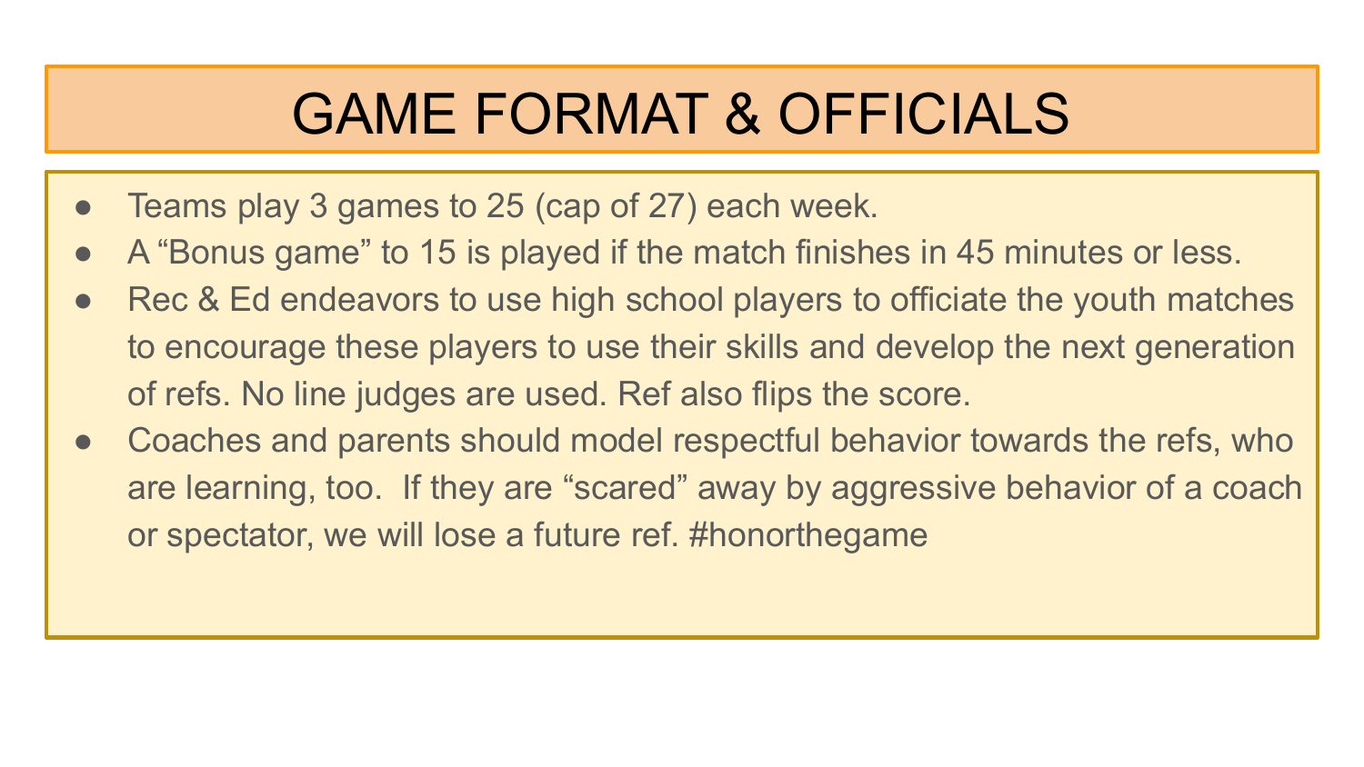# GAME FORMAT & OFFICIALS

- Teams play 3 games to 25 (cap of 27) each week.
- A "Bonus game" to 15 is played if the match finishes in 45 minutes or less.
- Rec & Ed endeavors to use high school players to officiate the youth matches to encourage these players to use their skills and develop the next generation of refs. No line judges are used. Ref also flips the score.
- Coaches and parents should model respectful behavior towards the refs, who are learning, too. If they are "scared" away by aggressive behavior of a coach or spectator, we will lose a future ref. #honorthegame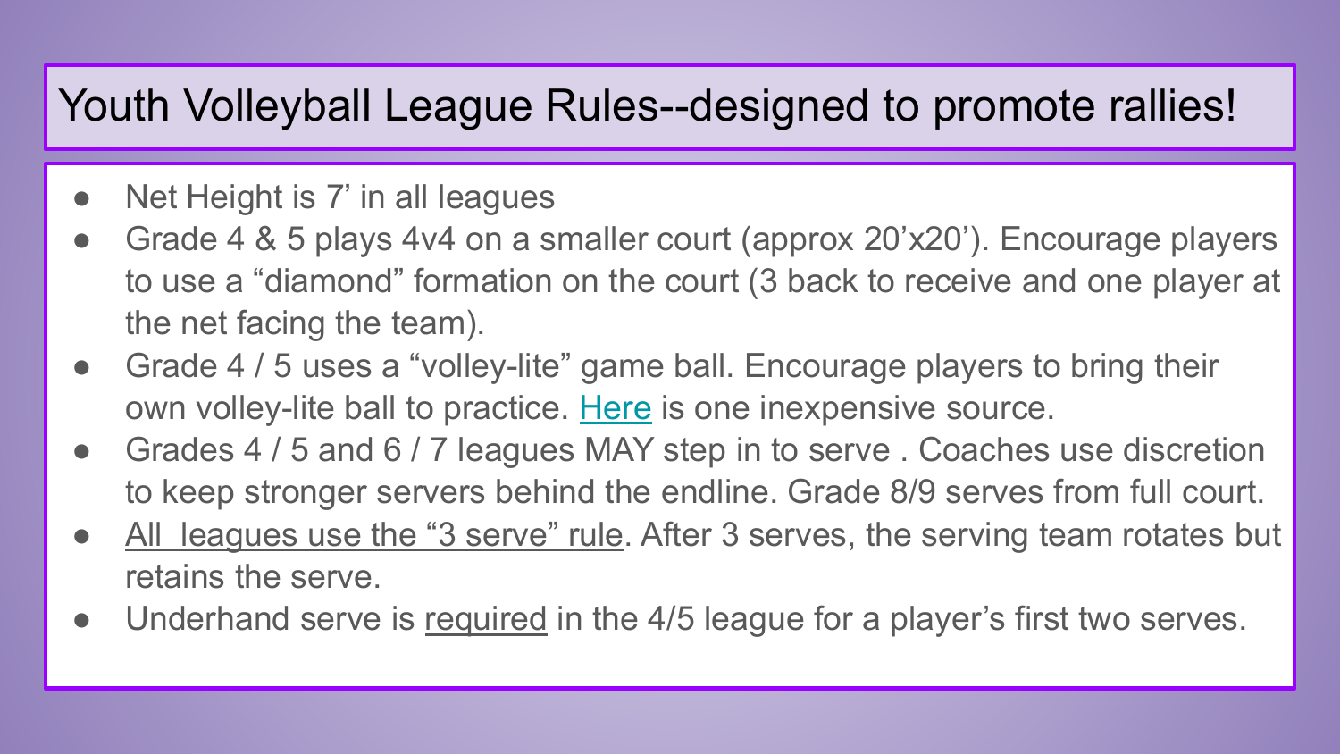# Youth Volleyball League Rules--designed to promote rallies!

- Net Height is 7' in all leagues
- Grade 4 & 5 plays 4v4 on a smaller court (approx 20'x20'). Encourage players to use a "diamond" formation on the court (3 back to receive and one player at the net facing the team).
- Grade 4 / 5 uses a "volley-lite" game ball. Encourage players to bring their own volley-lite ball to practice. Here is one inexpensive source.
- Grades 4 / 5 and 6 / 7 leagues MAY step in to serve . Coaches use discretion to keep stronger servers behind the endline. Grade 8/9 serves from full court.
- <u>All leagues use the "3 serve" rule</u>. After 3 serves, the serving team rotates but retains the serve.
- Underhand serve is <u>required</u> in the 4/5 league for a player's first two serves.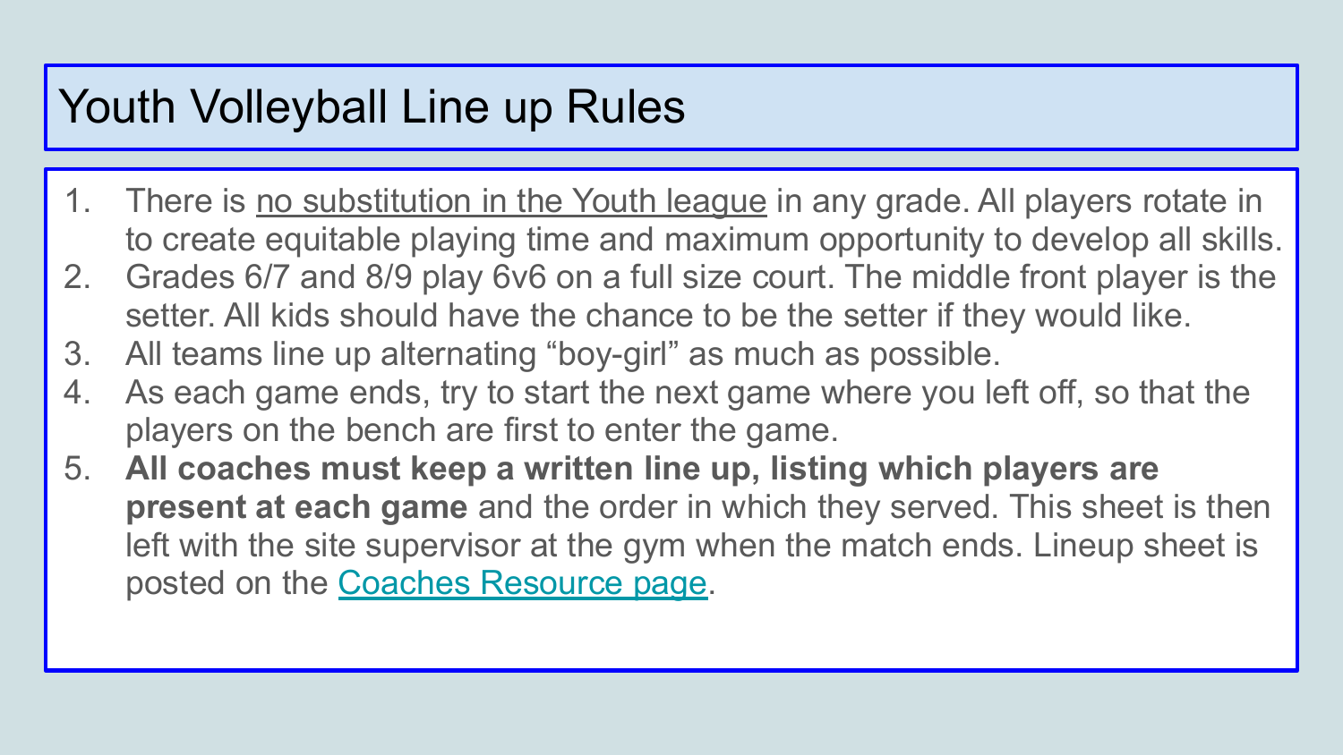# Youth Volleyball Line up Rules

1. There is <u>no substitution in the Youth league</u> in any grade. All players rotate in to create equitable playing time and maximum opportunity to develop all skills.
2. Grades 6/7 and 8/9 play 6v6 on a full size court. The middle front player is the setter. All kids should have the chance to be the setter if they would like.
3. All teams line up alternating "boy-girl" as much as possible.
4. As each game ends, try to start the next game where you left off, so that the players on the bench are first to enter the game.
5. **All coaches must keep a written line up, listing which players are present at each game** and the order in which they served. This sheet is then left with the site supervisor at the gym when the match ends. Lineup sheet is posted on the Coaches Resource page.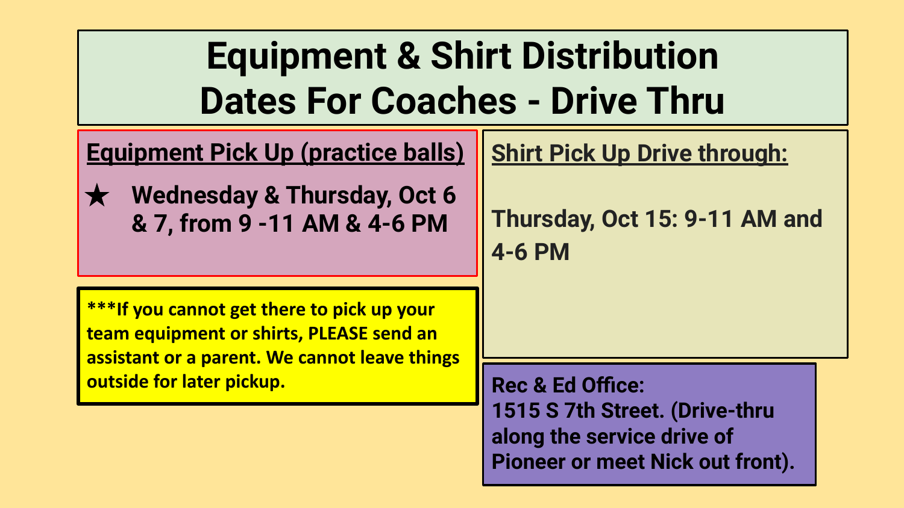# Equipment & Shirt Distribution Dates For Coaches - Drive Thru

## Equipment Pick Up (practice balls)

- ★ **Wednesday & Thursday, Oct 6 & 7, from 9 -11 AM & 4-6 PM**

**\*\*\*If you cannot get there to pick up your team equipment or shirts, PLEASE send an assistant or a parent. We cannot leave things outside for later pickup.**

## Shirt Pick Up Drive through:

**Thursday, Oct 15: 9-11 AM and 4-6 PM**

**Rec & Ed Office:**
**1515 S 7th Street. (Drive-thru along the service drive of Pioneer or meet Nick out front).**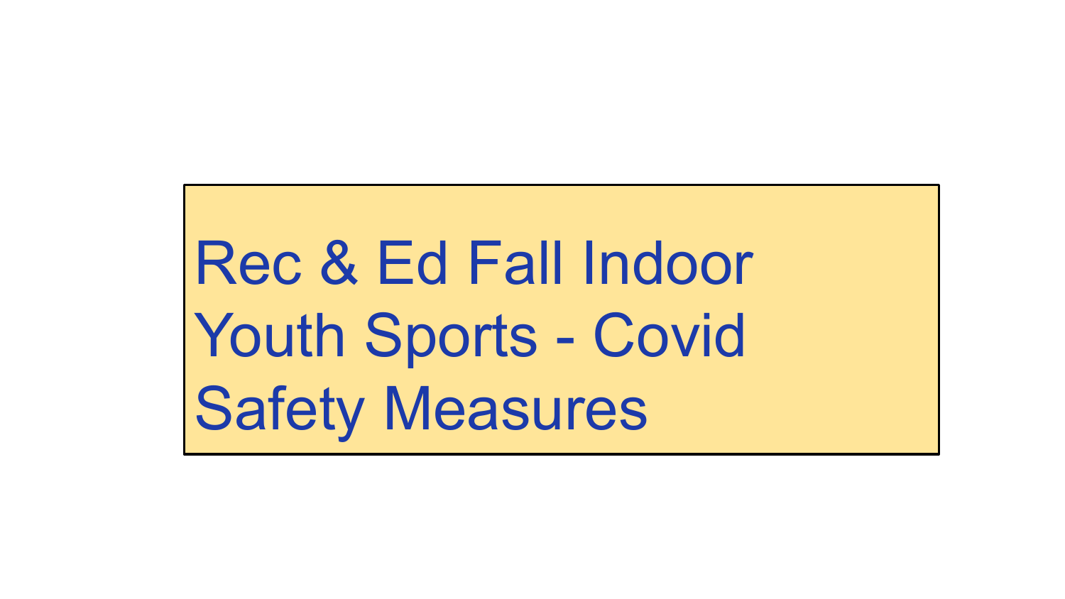# Rec & Ed Fall Indoor Youth Sports - Covid Safety Measures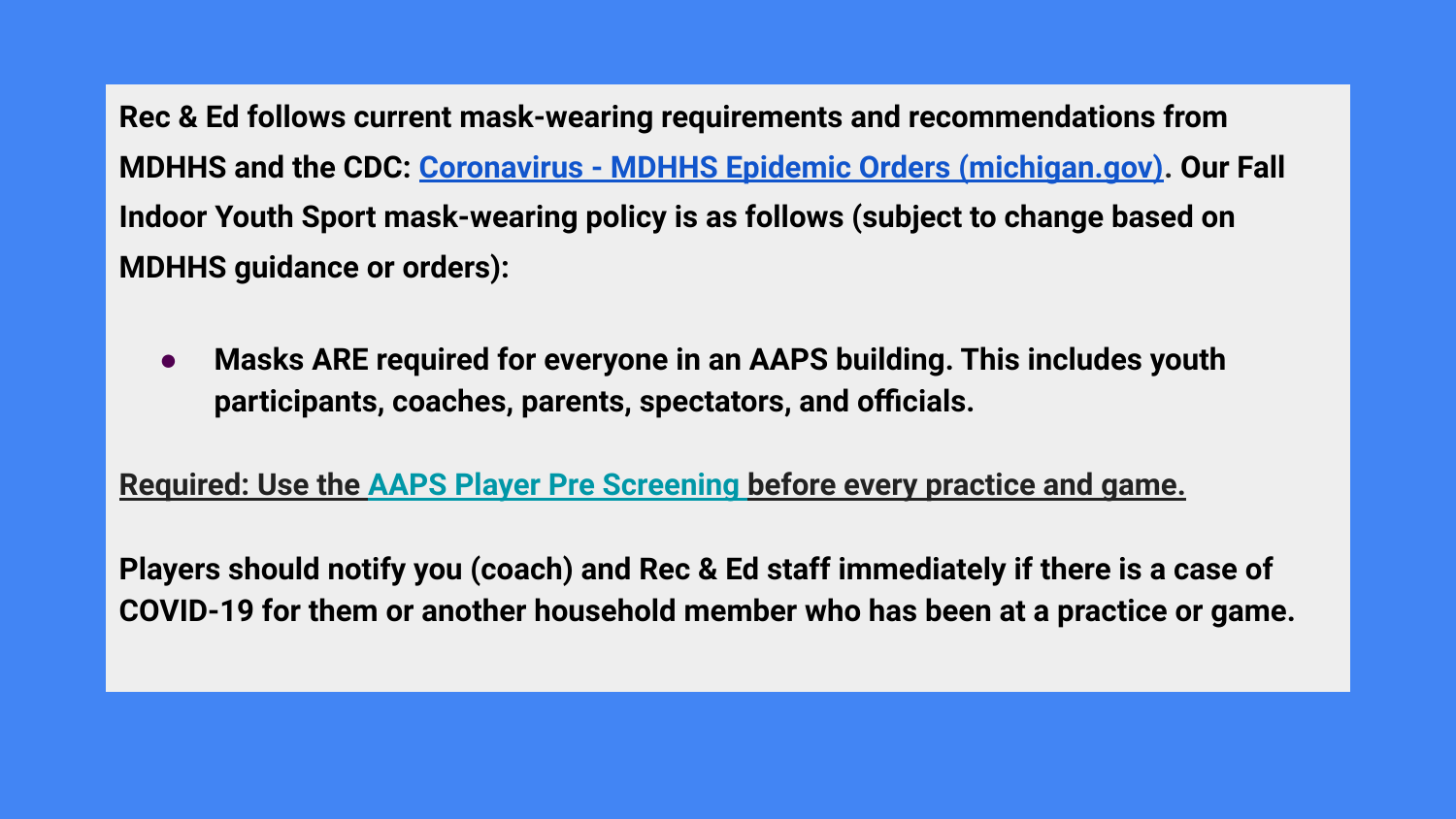**Rec & Ed follows current mask-wearing requirements and recommendations from MDHHS and the CDC: Coronavirus - MDHHS Epidemic Orders (michigan.gov). Our Fall Indoor Youth Sport mask-wearing policy is as follows (subject to change based on MDHHS guidance or orders):**

- **Masks ARE required for everyone in an AAPS building. This includes youth participants, coaches, parents, spectators, and officials.**

**Required: Use the AAPS Player Pre Screening before every practice and game.**

**Players should notify you (coach) and Rec & Ed staff immediately if there is a case of COVID-19 for them or another household member who has been at a practice or game.**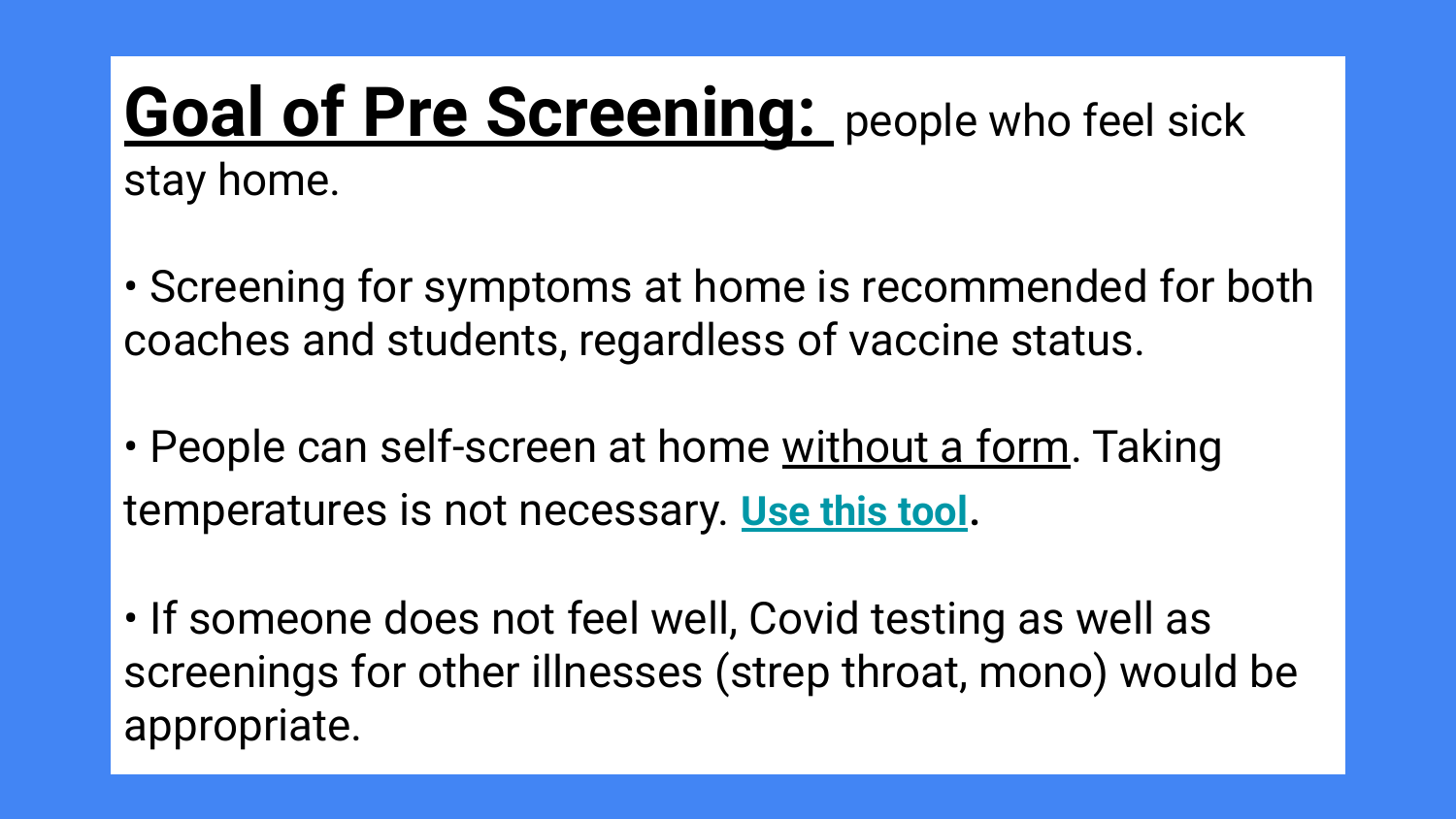**Goal of Pre Screening:** people who feel sick stay home.

- Screening for symptoms at home is recommended for both coaches and students, regardless of vaccine status.

- People can self-screen at home without a form. Taking temperatures is not necessary. **Use this tool**.

- If someone does not feel well, Covid testing as well as screenings for other illnesses (strep throat, mono) would be appropriate.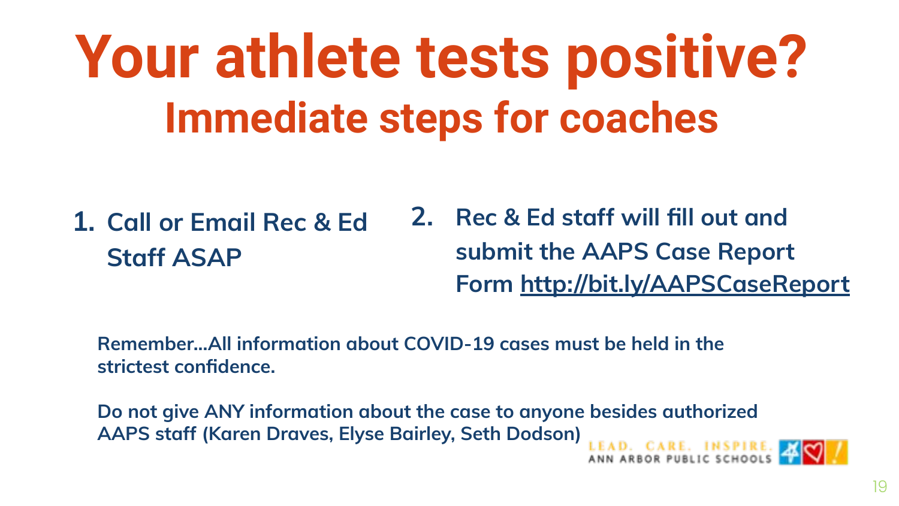# Your athlete tests positive?

## Immediate steps for coaches

1. **Call or Email Rec & Ed Staff ASAP**
2. **Rec & Ed staff will fill out and submit the AAPS Case Report Form http://bit.ly/AAPSCaseReport**

**Remember...All information about COVID-19 cases must be held in the strictest confidence.**

**Do not give ANY information about the case to anyone besides authorized AAPS staff (Karen Draves, Elyse Bairley, Seth Dodson)**

LEAD. CARE. INSPIRE.
ANN ARBOR PUBLIC SCHOOLS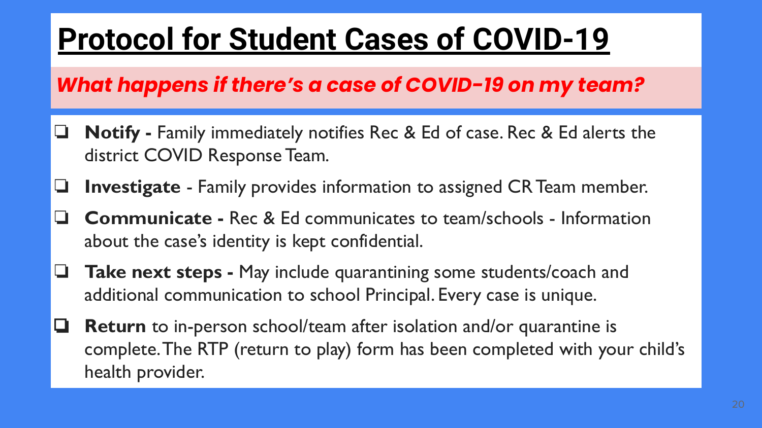# Protocol for Student Cases of COVID-19

***What happens if there's a case of COVID-19 on my team?***

- **Notify -** Family immediately notifies Rec & Ed of case. Rec & Ed alerts the district COVID Response Team.
- **Investigate** - Family provides information to assigned CR Team member.
- **Communicate -** Rec & Ed communicates to team/schools - Information about the case's identity is kept confidential.
- **Take next steps -** May include quarantining some students/coach and additional communication to school Principal. Every case is unique.
- **Return** to in-person school/team after isolation and/or quarantine is complete. The RTP (return to play) form has been completed with your child's health provider.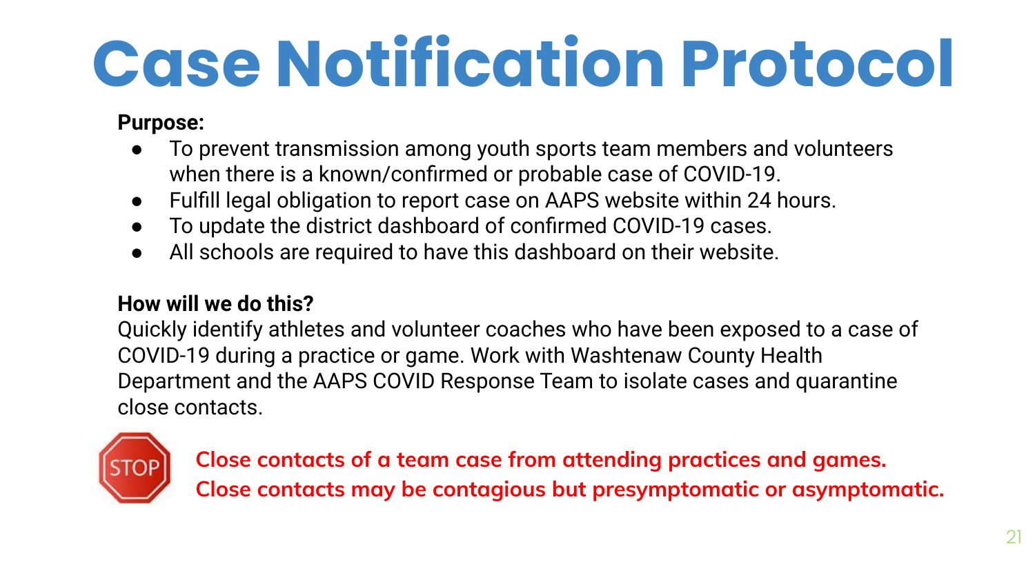# Case Notification Protocol

**Purpose:**

- To prevent transmission among youth sports team members and volunteers when there is a known/confirmed or probable case of COVID-19.
- Fulfill legal obligation to report case on AAPS website within 24 hours.
- To update the district dashboard of confirmed COVID-19 cases.
- All schools are required to have this dashboard on their website.

**How will we do this?**

Quickly identify athletes and volunteer coaches who have been exposed to a case of COVID-19 during a practice or game. Work with Washtenaw County Health Department and the AAPS COVID Response Team to isolate cases and quarantine close contacts.

STOP

**Close contacts of a team case from attending practices and games.**
**Close contacts may be contagious but presymptomatic or asymptomatic.**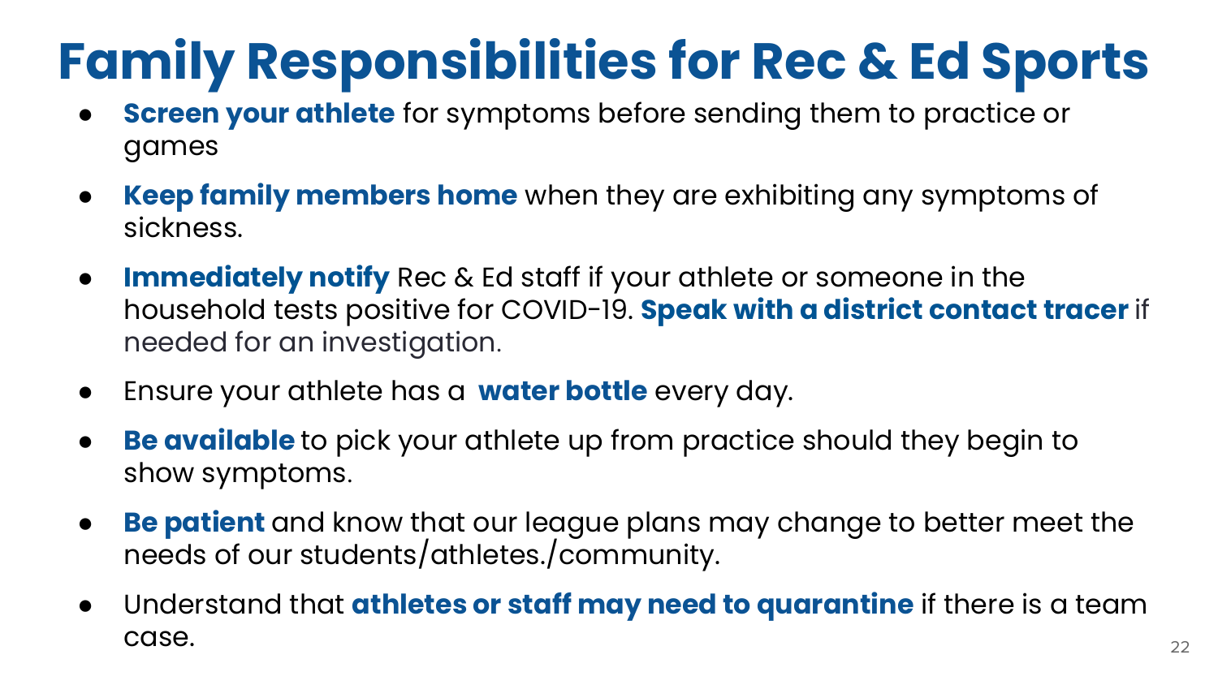# Family Responsibilities for Rec & Ed Sports

- **Screen your athlete** for symptoms before sending them to practice or games
- **Keep family members home** when they are exhibiting any symptoms of sickness.
- **Immediately notify** Rec & Ed staff if your athlete or someone in the household tests positive for COVID-19. **Speak with a district contact tracer** if needed for an investigation.
- Ensure your athlete has a **water bottle** every day.
- **Be available** to pick your athlete up from practice should they begin to show symptoms.
- **Be patient** and know that our league plans may change to better meet the needs of our students/athletes./community.
- Understand that **athletes or staff may need to quarantine** if there is a team case.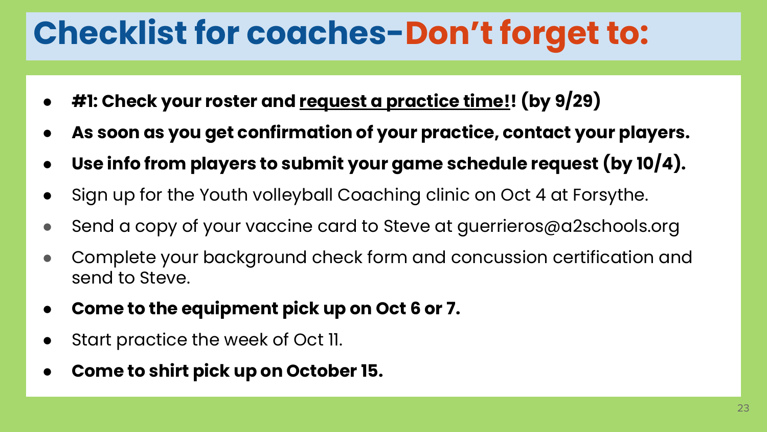# Checklist for coaches-Don't forget to:

- **#1: Check your roster and <u>request a practice time!</u>! (by 9/29)**
- **As soon as you get confirmation of your practice, contact your players.**
- **Use info from players to submit your game schedule request (by 10/4).**
- Sign up for the Youth volleyball Coaching clinic on Oct 4 at Forsythe.
- Send a copy of your vaccine card to Steve at guerrieros@a2schools.org
- Complete your background check form and concussion certification and send to Steve.
- **Come to the equipment pick up on Oct 6 or 7.**
- Start practice the week of Oct 11.
- **Come to shirt pick up on October 15.**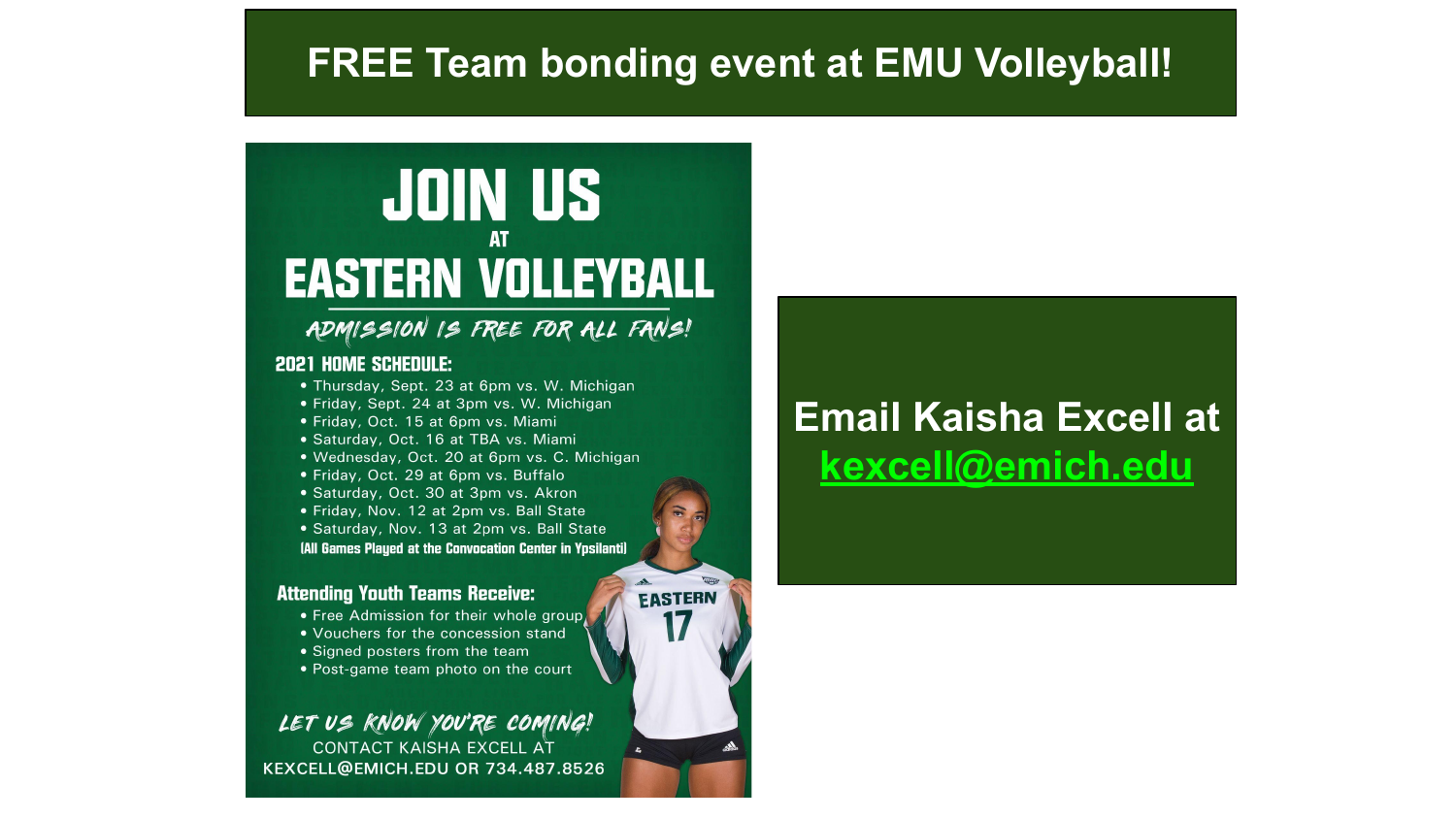# FREE Team bonding event at EMU Volleyball!

## JOIN US AT EASTERN VOLLEYBALL

*ADMISSION IS FREE FOR ALL FANS!*

**2021 HOME SCHEDULE:**

- Thursday, Sept. 23 at 6pm vs. W. Michigan
- Friday, Sept. 24 at 3pm vs. W. Michigan
- Friday, Oct. 15 at 6pm vs. Miami
- Saturday, Oct. 16 at TBA vs. Miami
- Wednesday, Oct. 20 at 6pm vs. C. Michigan
- Friday, Oct. 29 at 6pm vs. Buffalo
- Saturday, Oct. 30 at 3pm vs. Akron
- Friday, Nov. 12 at 2pm vs. Ball State
- Saturday, Nov. 13 at 2pm vs. Ball State

(All Games Played at the Convocation Center in Ypsilanti)

**Attending Youth Teams Receive:**

- Free Admission for their whole group
- Vouchers for the concession stand
- Signed posters from the team
- Post-game team photo on the court

*LET US KNOW YOU'RE COMING!*

CONTACT KAISHA EXCELL AT KEXCELL@EMICH.EDU OR 734.487.8526

**Email Kaisha Excell at kexcell@emich.edu**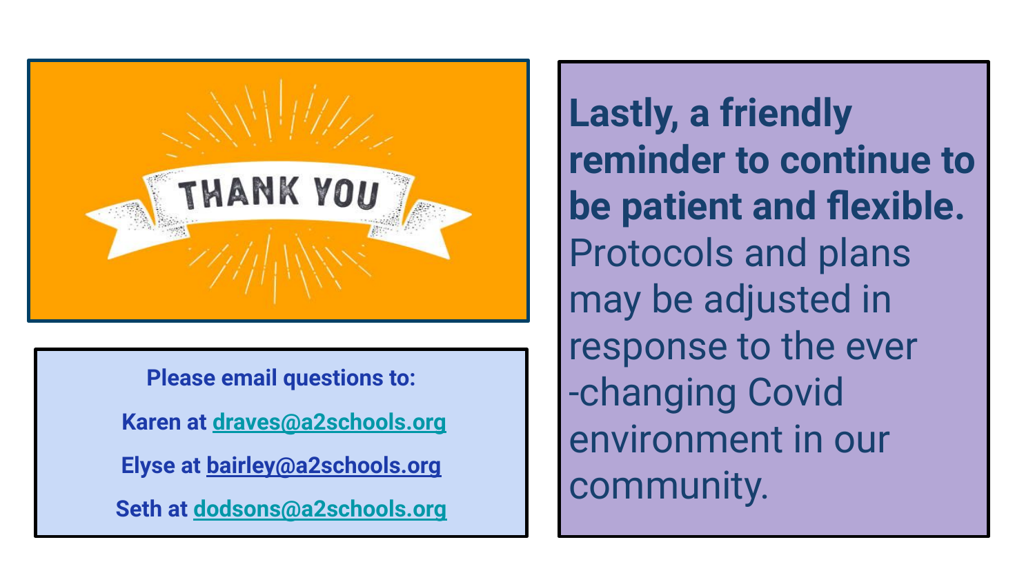THANK YOU

**Please email questions to:**

**Karen at draves@a2schools.org**

**Elyse at bairley@a2schools.org**

**Seth at dodsons@a2schools.org**

**Lastly, a friendly reminder to continue to be patient and flexible.** Protocols and plans may be adjusted in response to the ever-changing Covid environment in our community.